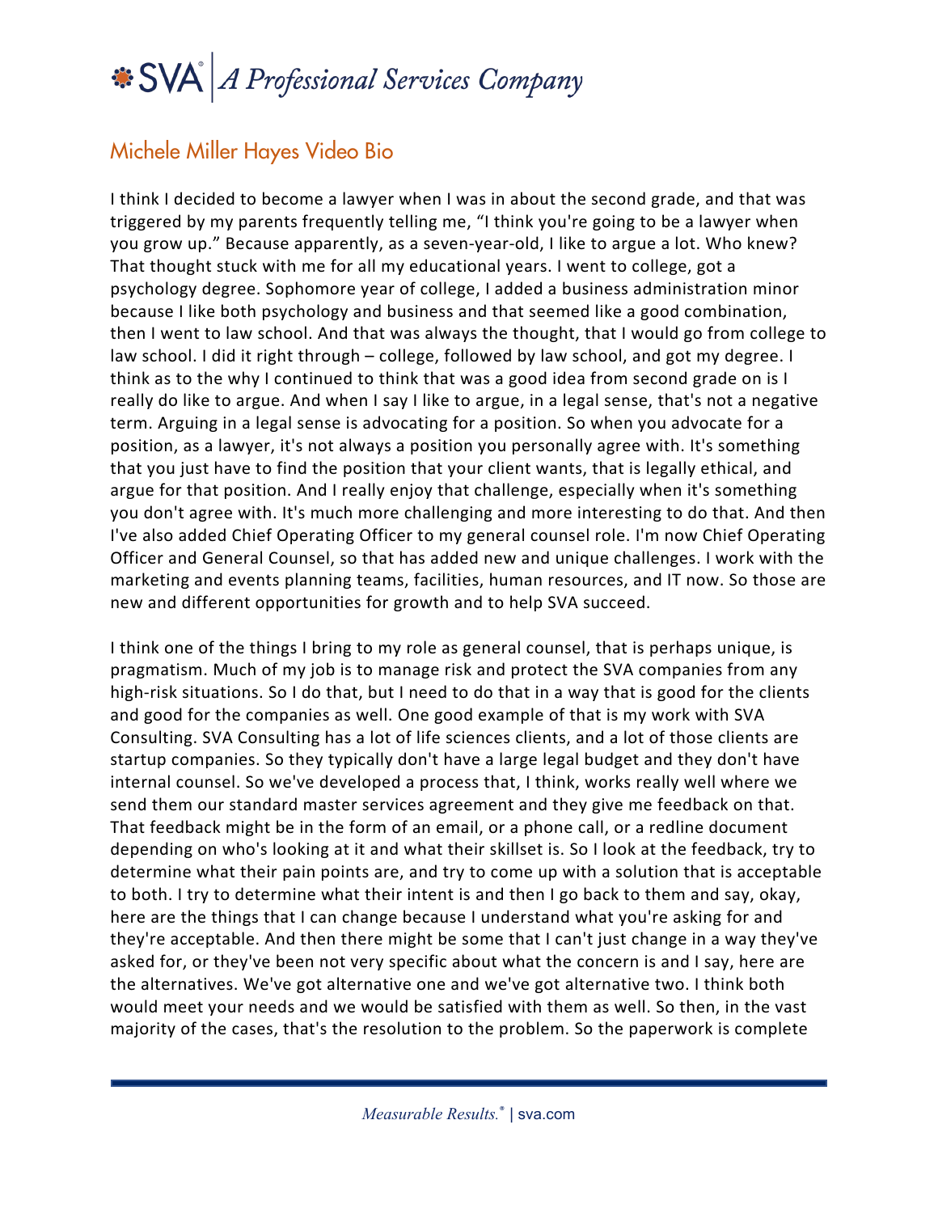## Michele Miller Hayes Video Bio

I think I decided to become a lawyer when I was in about the second grade, and that was triggered by my parents frequently telling me, "I think you're going to be a lawyer when you grow up." Because apparently, as a seven-year-old, I like to argue a lot. Who knew? That thought stuck with me for all my educational years. I went to college, got a psychology degree. Sophomore year of college, I added a business administration minor because I like both psychology and business and that seemed like a good combination, then I went to law school. And that was always the thought, that I would go from college to law school. I did it right through – college, followed by law school, and got my degree. I think as to the why I continued to think that was a good idea from second grade on is I really do like to argue. And when I say I like to argue, in a legal sense, that's not a negative term. Arguing in a legal sense is advocating for a position. So when you advocate for a position, as a lawyer, it's not always a position you personally agree with. It's something that you just have to find the position that your client wants, that is legally ethical, and argue for that position. And I really enjoy that challenge, especially when it's something you don't agree with. It's much more challenging and more interesting to do that. And then I've also added Chief Operating Officer to my general counsel role. I'm now Chief Operating Officer and General Counsel, so that has added new and unique challenges. I work with the marketing and events planning teams, facilities, human resources, and IT now. So those are new and different opportunities for growth and to help SVA succeed.

I think one of the things I bring to my role as general counsel, that is perhaps unique, is pragmatism. Much of my job is to manage risk and protect the SVA companies from any high-risk situations. So I do that, but I need to do that in a way that is good for the clients and good for the companies as well. One good example of that is my work with SVA Consulting. SVA Consulting has a lot of life sciences clients, and a lot of those clients are startup companies. So they typically don't have a large legal budget and they don't have internal counsel. So we've developed a process that, I think, works really well where we send them our standard master services agreement and they give me feedback on that. That feedback might be in the form of an email, or a phone call, or a redline document depending on who's looking at it and what their skillset is. So I look at the feedback, try to determine what their pain points are, and try to come up with a solution that is acceptable to both. I try to determine what their intent is and then I go back to them and say, okay, here are the things that I can change because I understand what you're asking for and they're acceptable. And then there might be some that I can't just change in a way they've asked for, or they've been not very specific about what the concern is and I say, here are the alternatives. We've got alternative one and we've got alternative two. I think both would meet your needs and we would be satisfied with them as well. So then, in the vast majority of the cases, that's the resolution to the problem. So the paperwork is complete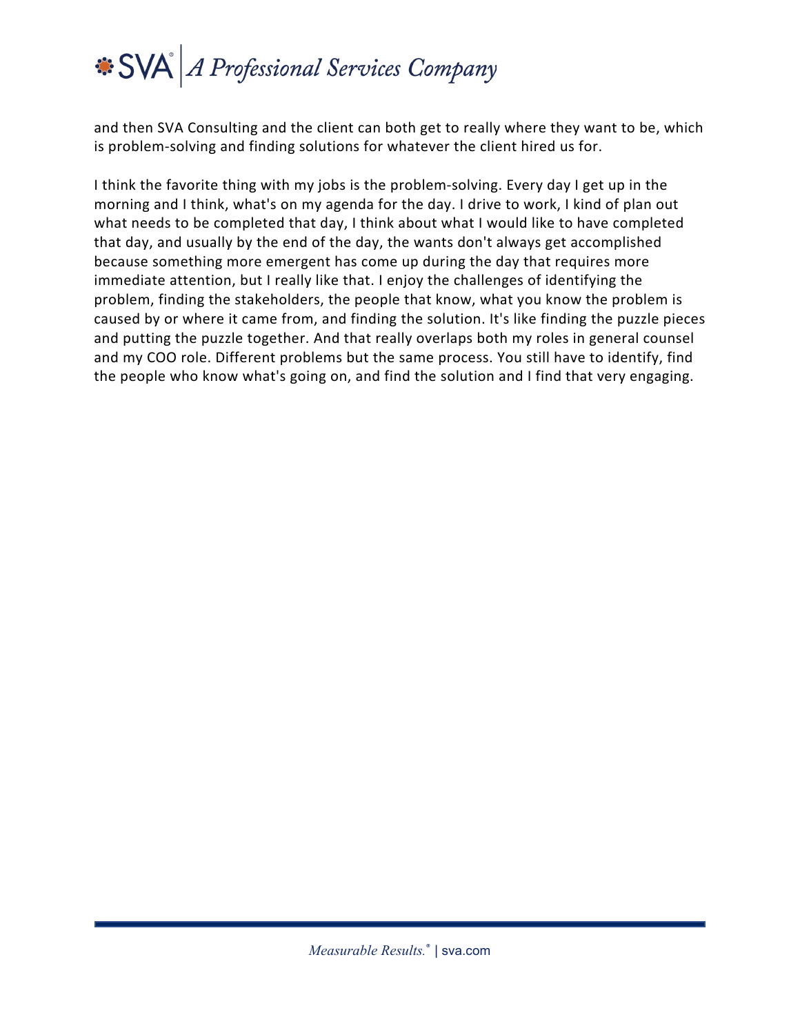and then SVA Consulting and the client can both get to really where they want to be, which is problem-solving and finding solutions for whatever the client hired us for.

I think the favorite thing with my jobs is the problem-solving. Every day I get up in the morning and I think, what's on my agenda for the day. I drive to work, I kind of plan out what needs to be completed that day, I think about what I would like to have completed that day, and usually by the end of the day, the wants don't always get accomplished because something more emergent has come up during the day that requires more immediate attention, but I really like that. I enjoy the challenges of identifying the problem, finding the stakeholders, the people that know, what you know the problem is caused by or where it came from, and finding the solution. It's like finding the puzzle pieces and putting the puzzle together. And that really overlaps both my roles in general counsel and my COO role. Different problems but the same process. You still have to identify, find the people who know what's going on, and find the solution and I find that very engaging.